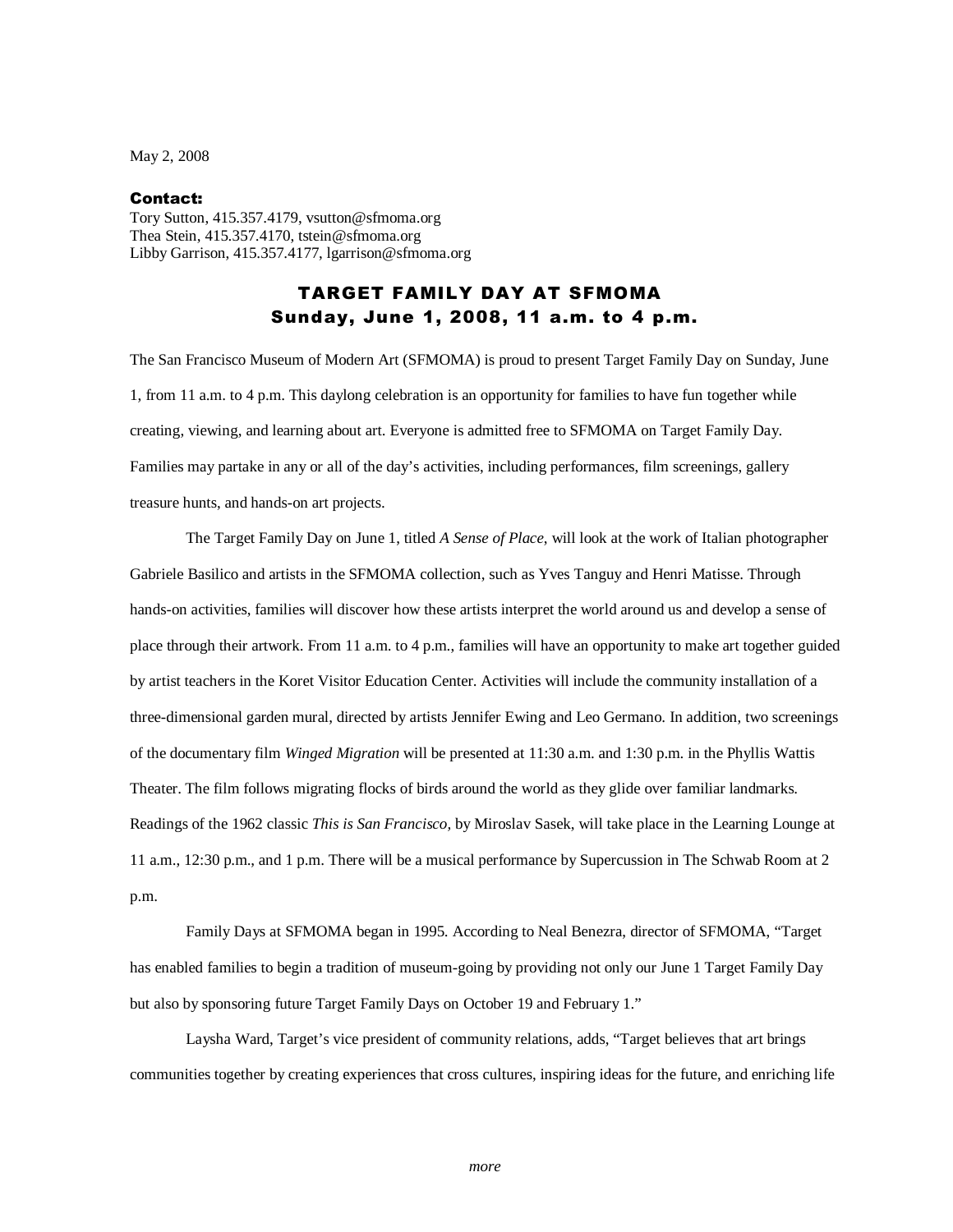May 2, 2008

**Contact:**
Tory Sutton, 415.357.4179, vsutton@sfmoma.org
Thea Stein, 415.357.4170, tstein@sfmoma.org
Libby Garrison, 415.357.4177, lgarrison@sfmoma.org

# TARGET FAMILY DAY AT SFMOMA
## Sunday, June 1, 2008, 11 a.m. to 4 p.m.

The San Francisco Museum of Modern Art (SFMOMA) is proud to present Target Family Day on Sunday, June 1, from 11 a.m. to 4 p.m. This daylong celebration is an opportunity for families to have fun together while creating, viewing, and learning about art. Everyone is admitted free to SFMOMA on Target Family Day. Families may partake in any or all of the day's activities, including performances, film screenings, gallery treasure hunts, and hands-on art projects.

The Target Family Day on June 1, titled *A Sense of Place*, will look at the work of Italian photographer Gabriele Basilico and artists in the SFMOMA collection, such as Yves Tanguy and Henri Matisse. Through hands-on activities, families will discover how these artists interpret the world around us and develop a sense of place through their artwork. From 11 a.m. to 4 p.m., families will have an opportunity to make art together guided by artist teachers in the Koret Visitor Education Center. Activities will include the community installation of a three-dimensional garden mural, directed by artists Jennifer Ewing and Leo Germano. In addition, two screenings of the documentary film *Winged Migration* will be presented at 11:30 a.m. and 1:30 p.m. in the Phyllis Wattis Theater. The film follows migrating flocks of birds around the world as they glide over familiar landmarks. Readings of the 1962 classic *This is San Francisco,* by Miroslav Sasek, will take place in the Learning Lounge at 11 a.m., 12:30 p.m., and 1 p.m. There will be a musical performance by Supercussion in The Schwab Room at 2 p.m.

Family Days at SFMOMA began in 1995. According to Neal Benezra, director of SFMOMA, "Target has enabled families to begin a tradition of museum-going by providing not only our June 1 Target Family Day but also by sponsoring future Target Family Days on October 19 and February 1."

Laysha Ward, Target's vice president of community relations, adds, "Target believes that art brings communities together by creating experiences that cross cultures, inspiring ideas for the future, and enriching life

*more*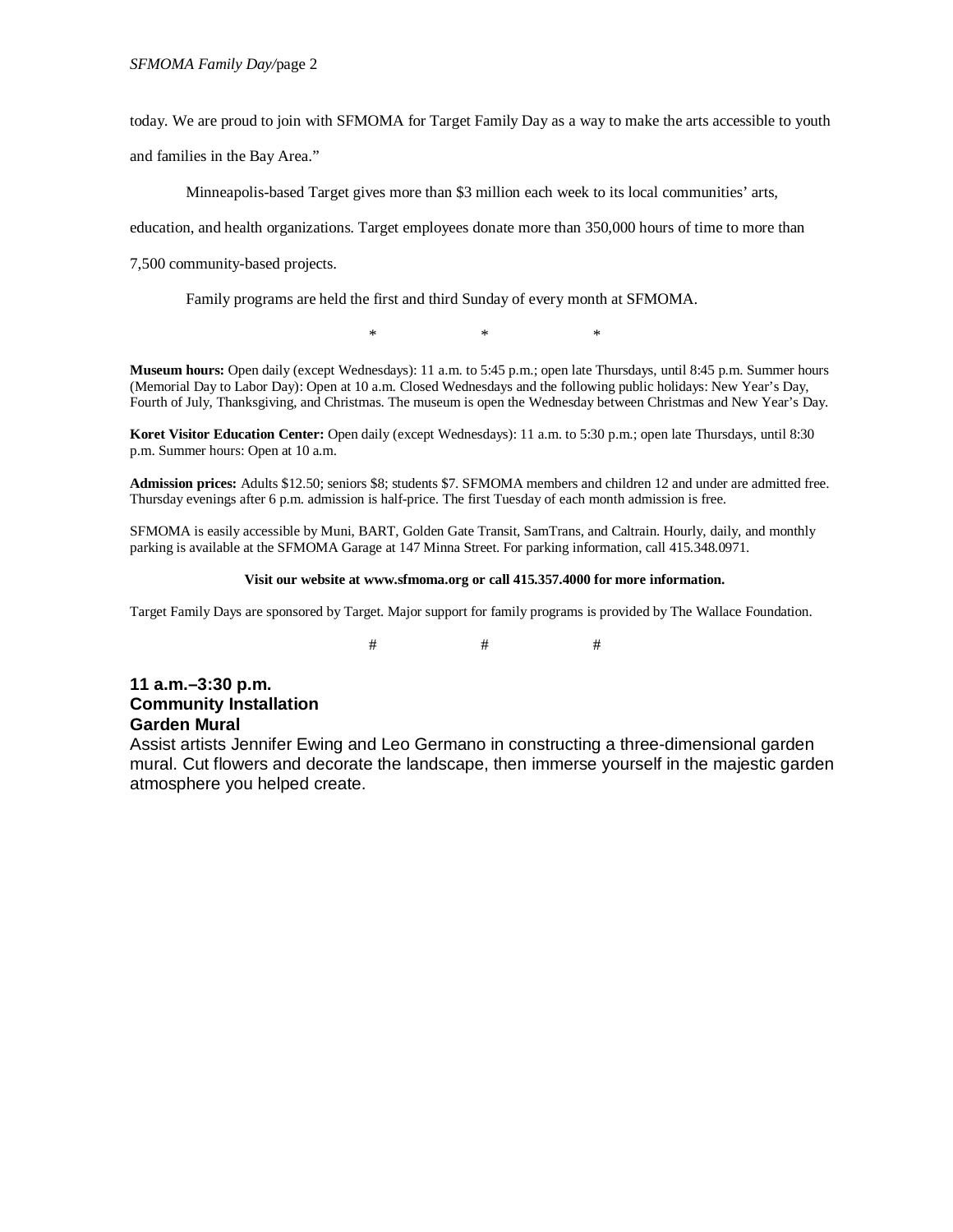today. We are proud to join with SFMOMA for Target Family Day as a way to make the arts accessible to youth and families in the Bay Area."

Minneapolis-based Target gives more than $3 million each week to its local communities' arts, education, and health organizations. Target employees donate more than 350,000 hours of time to more than 7,500 community-based projects.

Family programs are held the first and third Sunday of every month at SFMOMA.

\*  \*  \*

**Museum hours:** Open daily (except Wednesdays): 11 a.m. to 5:45 p.m.; open late Thursdays, until 8:45 p.m. Summer hours (Memorial Day to Labor Day): Open at 10 a.m. Closed Wednesdays and the following public holidays: New Year's Day, Fourth of July, Thanksgiving, and Christmas. The museum is open the Wednesday between Christmas and New Year's Day.

**Koret Visitor Education Center:** Open daily (except Wednesdays): 11 a.m. to 5:30 p.m.; open late Thursdays, until 8:30 p.m. Summer hours: Open at 10 a.m.

**Admission prices:** Adults $12.50; seniors $8; students $7. SFMOMA members and children 12 and under are admitted free. Thursday evenings after 6 p.m. admission is half-price. The first Tuesday of each month admission is free.

SFMOMA is easily accessible by Muni, BART, Golden Gate Transit, SamTrans, and Caltrain. Hourly, daily, and monthly parking is available at the SFMOMA Garage at 147 Minna Street. For parking information, call 415.348.0971.

**Visit our website at www.sfmoma.org or call 415.357.4000 for more information.**

Target Family Days are sponsored by Target. Major support for family programs is provided by The Wallace Foundation.

#  #  #

**11 a.m.–3:30 p.m.**
**Community Installation**
**Garden Mural**

Assist artists Jennifer Ewing and Leo Germano in constructing a three-dimensional garden mural. Cut flowers and decorate the landscape, then immerse yourself in the majestic garden atmosphere you helped create.